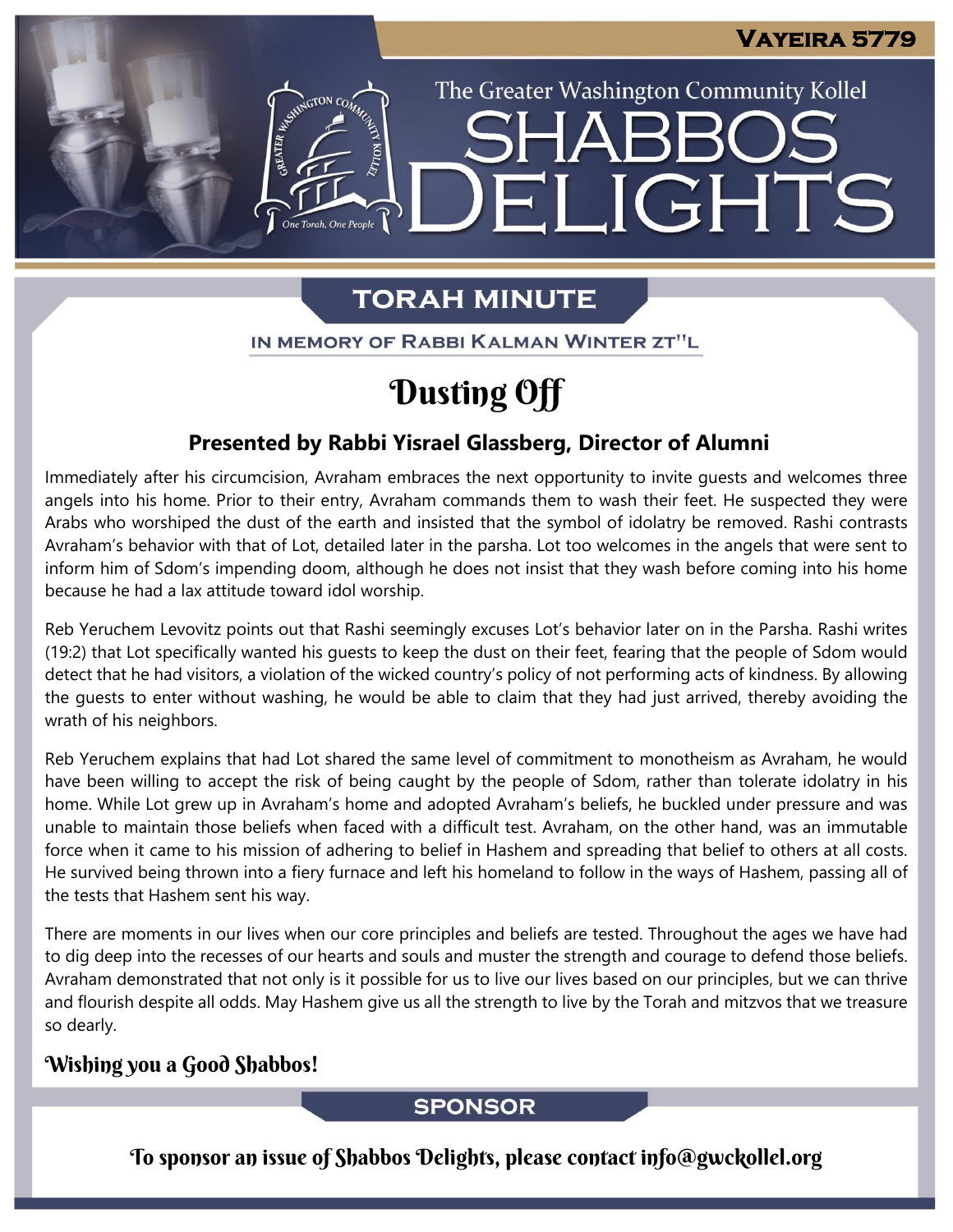# Shabbos Delights

**Vayeira 5779**

The Greater Washington Community Kollel

## Torah Minute

In memory of Rabbi Kalman Winter zt"l

# Dusting Off

### Presented by Rabbi Yisrael Glassberg, Director of Alumni

Immediately after his circumcision, Avraham embraces the next opportunity to invite guests and welcomes three angels into his home. Prior to their entry, Avraham commands them to wash their feet. He suspected they were Arabs who worshiped the dust of the earth and insisted that the symbol of idolatry be removed. Rashi contrasts Avraham's behavior with that of Lot, detailed later in the parsha. Lot too welcomes in the angels that were sent to inform him of Sdom's impending doom, although he does not insist that they wash before coming into his home because he had a lax attitude toward idol worship.

Reb Yeruchem Levovitz points out that Rashi seemingly excuses Lot's behavior later on in the Parsha. Rashi writes (19:2) that Lot specifically wanted his guests to keep the dust on their feet, fearing that the people of Sdom would detect that he had visitors, a violation of the wicked country's policy of not performing acts of kindness. By allowing the guests to enter without washing, he would be able to claim that they had just arrived, thereby avoiding the wrath of his neighbors.

Reb Yeruchem explains that had Lot shared the same level of commitment to monotheism as Avraham, he would have been willing to accept the risk of being caught by the people of Sdom, rather than tolerate idolatry in his home. While Lot grew up in Avraham's home and adopted Avraham's beliefs, he buckled under pressure and was unable to maintain those beliefs when faced with a difficult test. Avraham, on the other hand, was an immutable force when it came to his mission of adhering to belief in Hashem and spreading that belief to others at all costs. He survived being thrown into a fiery furnace and left his homeland to follow in the ways of Hashem, passing all of the tests that Hashem sent his way.

There are moments in our lives when our core principles and beliefs are tested. Throughout the ages we have had to dig deep into the recesses of our hearts and souls and muster the strength and courage to defend those beliefs. Avraham demonstrated that not only is it possible for us to live our lives based on our principles, but we can thrive and flourish despite all odds. May Hashem give us all the strength to live by the Torah and mitzvos that we treasure so dearly.

**Wishing you a Good Shabbos!**

## Sponsor

To sponsor an issue of Shabbos Delights, please contact info@gwckollel.org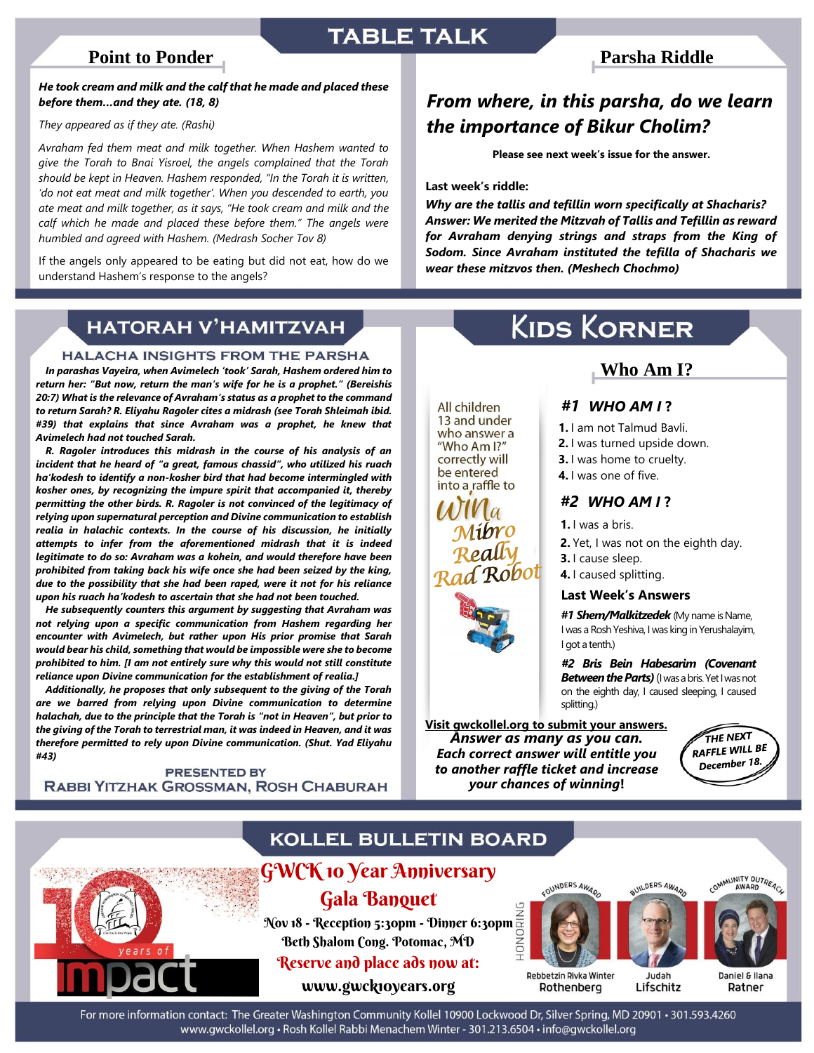# TABLE TALK

## Point to Ponder

***He took cream and milk and the calf that he made and placed these before them…and they ate. (18, 8)***

*They appeared as if they ate. (Rashi)*

*Avraham fed them meat and milk together. When Hashem wanted to give the Torah to Bnai Yisroel, the angels complained that the Torah should be kept in Heaven. Hashem responded, "In the Torah it is written, 'do not eat meat and milk together'. When you descended to earth, you ate meat and milk together, as it says, "He took cream and milk and the calf which he made and placed these before them." The angels were humbled and agreed with Hashem. (Medrash Socher Tov 8)*

If the angels only appeared to be eating but did not eat, how do we understand Hashem's response to the angels?

## Parsha Riddle

***From where, in this parsha, do we learn the importance of Bikur Cholim?***

**Please see next week's issue for the answer.**

**Last week's riddle:**

***Why are the tallis and tefillin worn specifically at Shacharis?***
***Answer: We merited the Mitzvah of Tallis and Tefillin as reward for Avraham denying strings and straps from the King of Sodom. Since Avraham instituted the tefilla of Shacharis we wear these mitzvos then. (Meshech Chochmo)***

# HATORAH V'HAMITZVAH

### HALACHA INSIGHTS FROM THE PARSHA

***In parashas Vayeira, when Avimelech 'took' Sarah, Hashem ordered him to return her: "But now, return the man's wife for he is a prophet." (Bereishis 20:7) What is the relevance of Avraham's status as a prophet to the command to return Sarah? R. Eliyahu Ragoler cites a midrash (see Torah Shleimah ibid. #39) that explains that since Avraham was a prophet, he knew that Avimelech had not touched Sarah.***

***R. Ragoler introduces this midrash in the course of his analysis of an incident that he heard of "a great, famous chassid", who utilized his ruach ha'kodesh to identify a non-kosher bird that had become intermingled with kosher ones, by recognizing the impure spirit that accompanied it, thereby permitting the other birds. R. Ragoler is not convinced of the legitimacy of relying upon supernatural perception and Divine communication to establish realia in halachic contexts. In the course of his discussion, he initially attempts to infer from the aforementioned midrash that it is indeed legitimate to do so: Avraham was a kohein, and would therefore have been prohibited from taking back his wife once she had been seized by the king, due to the possibility that she had been raped, were it not for his reliance upon his ruach ha'kodesh to ascertain that she had not been touched.***

***He subsequently counters this argument by suggesting that Avraham was not relying upon a specific communication from Hashem regarding her encounter with Avimelech, but rather upon His prior promise that Sarah would bear his child, something that would be impossible were she to become prohibited to him. [I am not entirely sure why this would not still constitute reliance upon Divine communication for the establishment of realia.]***

***Additionally, he proposes that only subsequent to the giving of the Torah are we barred from relying upon Divine communication to determine halachah, due to the principle that the Torah is "not in Heaven", but prior to the giving of the Torah to terrestrial man, it was indeed in Heaven, and it was therefore permitted to rely upon Divine communication. (Shut. Yad Eliyahu #43)***

PRESENTED BY
RABBI YITZHAK GROSSMAN, ROSH CHABURAH

# KIDS KORNER

## Who Am I?

All children 13 and under who answer a "Who Am I?" correctly will be entered into a raffle to Win a Mibro Really Rad Robot

### #1 WHO AM I ?

1. I am not Talmud Bavli.
2. I was turned upside down.
3. I was home to cruelty.
4. I was one of five.

### #2 WHO AM I ?

1. I was a bris.
2. Yet, I was not on the eighth day.
3. I cause sleep.
4. I caused splitting.

### Last Week's Answers

***#1 Shem/Malkitzedek*** (My name is Name, I was a Rosh Yeshiva, I was king in Yerushalayim, I got a tenth.)

***#2 Bris Bein Habesarim (Covenant Between the Parts)*** (I was a bris. Yet I was not on the eighth day, I caused sleeping, I caused splitting.)

**Visit gwckollel.org to submit your answers.**
***Answer as many as you can. Each correct answer will entitle you to another raffle ticket and increase your chances of winning!***

***THE NEXT RAFFLE WILL BE December 18.***

# KOLLEL BULLETIN BOARD

10 years of impact

## GWCK 10 Year Anniversary Gala Banquet

Nov 18 - Reception 5:30pm - Dinner 6:30pm
Beth Shalom Cong. Potomac, MD
Reserve and place ads now at:
www.gwck10years.org

HONORING

FOUNDERS AWARD — Rebbetzin Rivka Winter Rothenberg

BUILDERS AWARD — Judah Lifschitz

COMMUNITY OUTREACH AWARD — Daniel & Ilana Ratner

For more information contact: The Greater Washington Community Kollel 10900 Lockwood Dr, Silver Spring, MD 20901 • 301.593.4260
www.gwckollel.org • Rosh Kollel Rabbi Menachem Winter - 301.213.6504 • info@gwckollel.org